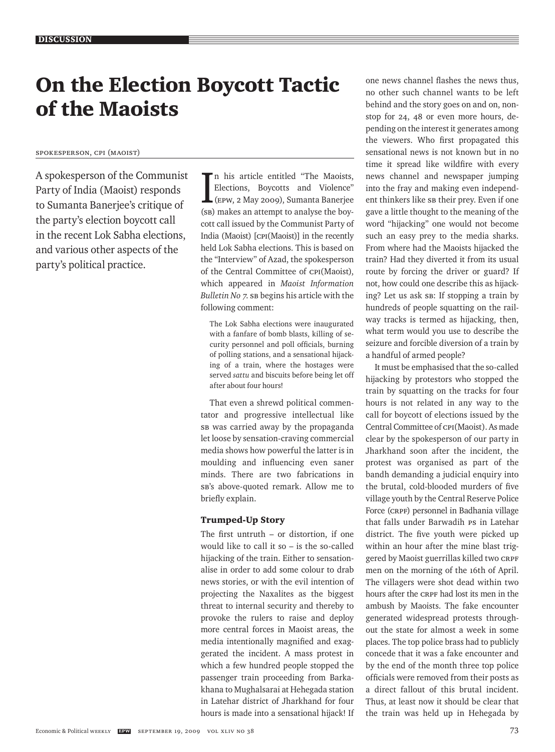# On the Election Boycott Tactic of the Maoists

Spokesperson, CPI (Maoist)

A spokesperson of the Communist Party of India (Maoist) responds to Sumanta Banerjee's critique of the party's election boycott call in the recent Lok Sabha elections, and various other aspects of the party's political practice.

In his article entitled "The Maoists, Elections, Boycotts and Violence" (EPW, 2 May 2009), Sumanta Banerjee (SB) makes an attempt to analyse the boycott call issued by the Communist Party of India (Maoist) [CPI(Maoist)] in the recently held Lok Sabha elections. This is based on the "Interview" of Azad, the spokesperson of the Central Committee of CPI(Maoist), which appeared in *Maoist Information Bulletin No 7*. SB begins his article with the following comment:

> The Lok Sabha elections were inaugurated with a fanfare of bomb blasts, killing of security personnel and poll officials, burning of polling stations, and a sensational hijacking of a train, where the hostages were served *sattu* and biscuits before being let off after about four hours!

That even a shrewd political commentator and progressive intellectual like SB was carried away by the propaganda let loose by sensation-craving commercial media shows how powerful the latter is in moulding and influencing even saner minds. There are two fabrications in SB's above-quoted remark. Allow me to briefly explain.

### Trumped-Up Story

The first untruth – or distortion, if one would like to call it so – is the so-called hijacking of the train. Either to sensationalise in order to add some colour to drab news stories, or with the evil intention of projecting the Naxalites as the biggest threat to internal security and thereby to provoke the rulers to raise and deploy more central forces in Maoist areas, the media intentionally magnified and exaggerated the incident. A mass protest in which a few hundred people stopped the passenger train proceeding from Barkakhana to Mughalsarai at Hehegada station in Latehar district of Jharkhand for four hours is made into a sensational hijack! If one news channel flashes the news thus, no other such channel wants to be left behind and the story goes on and on, non-stop for 24, 48 or even more hours, depending on the interest it generates among the viewers. Who first propagated this sensational news is not known but in no time it spread like wildfire with every news channel and newspaper jumping into the fray and making even independent thinkers like SB their prey. Even if one gave a little thought to the meaning of the word "hijacking" one would not become such an easy prey to the media sharks. From where had the Maoists hijacked the train? Had they diverted it from its usual route by forcing the driver or guard? If not, how could one describe this as hijacking? Let us ask SB: If stopping a train by hundreds of people squatting on the railway tracks is termed as hijacking, then, what term would you use to describe the seizure and forcible diversion of a train by a handful of armed people?

It must be emphasised that the so-called hijacking by protestors who stopped the train by squatting on the tracks for four hours is not related in any way to the call for boycott of elections issued by the Central Committee of CPI(Maoist). As made clear by the spokesperson of our party in Jharkhand soon after the incident, the protest was organised as part of the bandh demanding a judicial enquiry into the brutal, cold-blooded murders of five village youth by the Central Reserve Police Force (CRPF) personnel in Badhania village that falls under Barwadih PS in Latehar district. The five youth were picked up within an hour after the mine blast triggered by Maoist guerrillas killed two CRPF men on the morning of the 16th of April. The villagers were shot dead within two hours after the CRPF had lost its men in the ambush by Maoists. The fake encounter generated widespread protests throughout the state for almost a week in some places. The top police brass had to publicly concede that it was a fake encounter and by the end of the month three top police officials were removed from their posts as a direct fallout of this brutal incident. Thus, at least now it should be clear that the train was held up in Hehegada by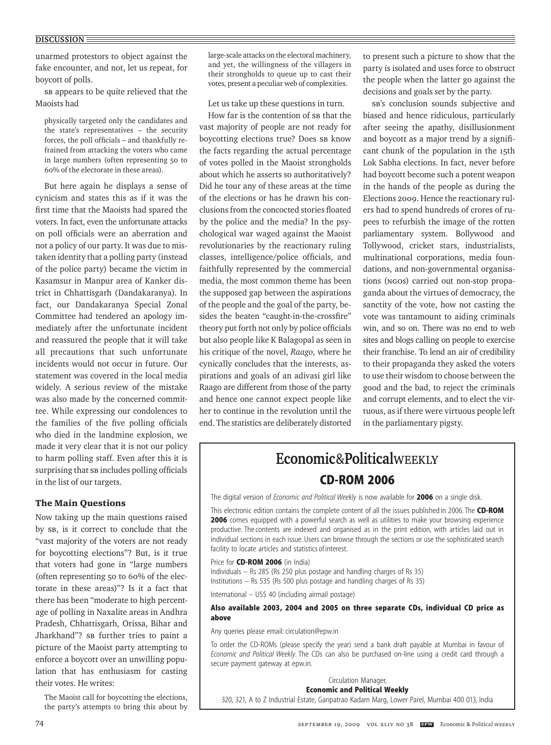unarmed protestors to object against the fake encounter, and not, let us repeat, for boycott of polls.

SB appears to be quite relieved that the Maoists had

> physically targeted only the candidates and the state's representatives – the security forces, the poll officials – and thankfully refrained from attacking the voters who came in large numbers (often representing 50 to 60% of the electorate in these areas).

But here again he displays a sense of cynicism and states this as if it was the first time that the Maoists had spared the voters. In fact, even the unfortunate attacks on poll officials were an aberration and not a policy of our party. It was due to mistaken identity that a polling party (instead of the police party) became the victim in Kasamsur in Manpur area of Kanker district in Chhattisgarh (Dandakaranya). In fact, our Dandakaranya Special Zonal Committee had tendered an apology immediately after the unfortunate incident and reassured the people that it will take all precautions that such unfortunate incidents would not occur in future. Our statement was covered in the local media widely. A serious review of the mistake was also made by the concerned committee. While expressing our condolences to the families of the five polling officials who died in the landmine explosion, we made it very clear that it is not our policy to harm polling staff. Even after this it is surprising that SB includes polling officials in the list of our targets.

### The Main Questions

Now taking up the main questions raised by SB, is it correct to conclude that the "vast majority of the voters are not ready for boycotting elections"? But, is it true that voters had gone in "large numbers (often representing 50 to 60% of the electorate in these areas)"? Is it a fact that there has been "moderate to high percentage of polling in Naxalite areas in Andhra Pradesh, Chhattisgarh, Orissa, Bihar and Jharkhand"? SB further tries to paint a picture of the Maoist party attempting to enforce a boycott over an unwilling population that has enthusiasm for casting their votes. He writes:

> The Maoist call for boycotting the elections, the party's attempts to bring this about by large-scale attacks on the electoral machinery, and yet, the willingness of the villagers in their strongholds to queue up to cast their votes, present a peculiar web of complexities.

Let us take up these questions in turn.

How far is the contention of SB that the vast majority of people are not ready for boycotting elections true? Does SB know the facts regarding the actual percentage of votes polled in the Maoist strongholds about which he asserts so authoritatively? Did he tour any of these areas at the time of the elections or has he drawn his conclusions from the concocted stories floated by the police and the media? In the psychological war waged against the Maoist revolutionaries by the reactionary ruling classes, intelligence/police officials, and faithfully represented by the commercial media, the most common theme has been the supposed gap between the aspirations of the people and the goal of the party, besides the beaten "caught-in-the-crossfire" theory put forth not only by police officials but also people like K Balagopal as seen in his critique of the novel, *Raago*, where he cynically concludes that the interests, aspirations and goals of an adivasi girl like Raago are different from those of the party and hence one cannot expect people like her to continue in the revolution until the end. The statistics are deliberately distorted to present such a picture to show that the party is isolated and uses force to obstruct the people when the latter go against the decisions and goals set by the party.

SB's conclusion sounds subjective and biased and hence rather ridiculous, particularly after seeing the apathy, disillusionment and boycott as a major trend by a significant chunk of the population in the 15th Lok Sabha elections. In fact, never before had boycott become such a potent weapon in the hands of the people as during the Elections 2009. Hence the reactionary rulers had to spend hundreds of crores of rupees to refurbish the image of the rotten parliamentary system. Bollywood and Tollywood, cricket stars, industrialists, multinational corporations, media foundations, and non-governmental organisations (NGOs) carried out non-stop propaganda about the virtues of democracy, the sanctity of the vote, how not casting the vote was tantamount to aiding criminals win, and so on. There was no end to web sites and blogs calling on people to exercise their franchise. To lend an air of credibility to their propaganda they asked the voters to use their wisdom to choose between the good and the bad, to reject the criminals and corrupt elements, and to elect the virtuous, as if there were virtuous people left in the parliamentary pigsty.

---

## Economic&Political WEEKLY

## CD-ROM 2006

The digital version of *Economic and Political Weekly* is now available for **2006** on a single disk.

This electronic edition contains the complete content of all the issues published in 2006. The **CD-ROM 2006** comes equipped with a powerful search as well as utilities to make your browsing experience productive. The contents are indexed and organised as in the print edition, with articles laid out in individual sections in each issue. Users can browse through the sections or use the sophisticated search facility to locate articles and statistics of interest.

Price for **CD-ROM 2006** (in India)
Individuals – Rs 285 (Rs 250 plus postage and handling charges of Rs 35)
Institutions – Rs 535 (Rs 500 plus postage and handling charges of Rs 35)

International – US$ 40 (including airmail postage)

**Also available 2003, 2004 and 2005 on three separate CDs, individual CD price as above**

Any queries please email: circulation@epw.in

To order the CD-ROMs (please specify the year) send a bank draft payable at Mumbai in favour of *Economic and Political Weekly*. The CDs can also be purchased on-line using a credit card through a secure payment gateway at epw.in.

Circulation Manager,
**Economic and Political Weekly**
320, 321, A to Z Industrial Estate, Ganpatrao Kadam Marg, Lower Parel, Mumbai 400 013, India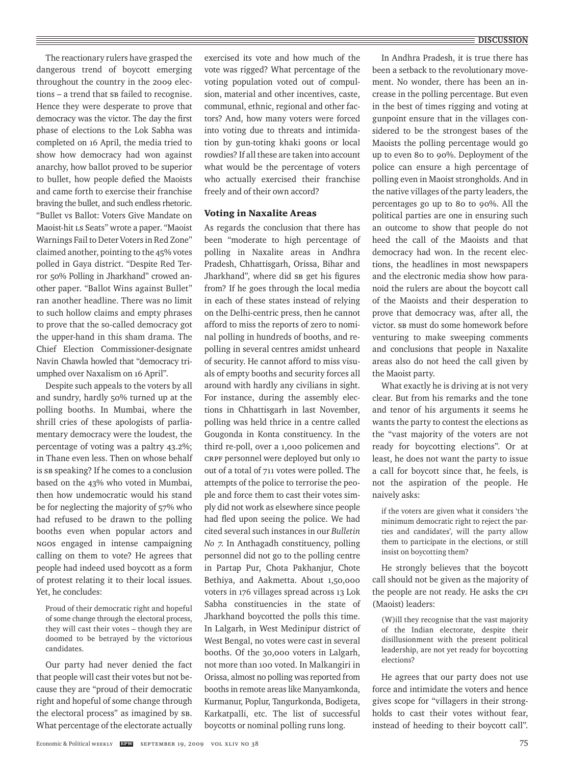The reactionary rulers have grasped the dangerous trend of boycott emerging throughout the country in the 2009 elections – a trend that SB failed to recognise. Hence they were desperate to prove that democracy was the victor. The day the first phase of elections to the Lok Sabha was completed on 16 April, the media tried to show how democracy had won against anarchy, how ballot proved to be superior to bullet, how people defied the Maoists and came forth to exercise their franchise braving the bullet, and such endless rhetoric. "Bullet vs Ballot: Voters Give Mandate on Maoist-hit LS Seats" wrote a paper. "Maoist Warnings Fail to Deter Voters in Red Zone" claimed another, pointing to the 45% votes polled in Gaya district. "Despite Red Terror 50% Polling in Jharkhand" crowed another paper. "Ballot Wins against Bullet" ran another headline. There was no limit to such hollow claims and empty phrases to prove that the so-called democracy got the upper-hand in this sham drama. The Chief Election Commissioner-designate Navin Chawla howled that "democracy triumphed over Naxalism on 16 April".

Despite such appeals to the voters by all and sundry, hardly 50% turned up at the polling booths. In Mumbai, where the shrill cries of these apologists of parliamentary democracy were the loudest, the percentage of voting was a paltry 43.2%; in Thane even less. Then on whose behalf is SB speaking? If he comes to a conclusion based on the 43% who voted in Mumbai, then how undemocratic would his stand be for neglecting the majority of 57% who had refused to be drawn to the polling booths even when popular actors and NGOs engaged in intense campaigning calling on them to vote? He agrees that people had indeed used boycott as a form of protest relating it to their local issues. Yet, he concludes:

> Proud of their democratic right and hopeful of some change through the electoral process, they will cast their votes – though they are doomed to be betrayed by the victorious candidates.

Our party had never denied the fact that people will cast their votes but not because they are "proud of their democratic right and hopeful of some change through the electoral process" as imagined by SB. What percentage of the electorate actually exercised its vote and how much of the vote was rigged? What percentage of the voting population voted out of compulsion, material and other incentives, caste, communal, ethnic, regional and other factors? And, how many voters were forced into voting due to threats and intimidation by gun-toting khaki goons or local rowdies? If all these are taken into account what would be the percentage of voters who actually exercised their franchise freely and of their own accord?

### Voting in Naxalite Areas

As regards the conclusion that there has been "moderate to high percentage of polling in Naxalite areas in Andhra Pradesh, Chhattisgarh, Orissa, Bihar and Jharkhand", where did SB get his figures from? If he goes through the local media in each of these states instead of relying on the Delhi-centric press, then he cannot afford to miss the reports of zero to nominal polling in hundreds of booths, and repolling in several centres amidst unheard of security. He cannot afford to miss visuals of empty booths and security forces all around with hardly any civilians in sight. For instance, during the assembly elections in Chhattisgarh in last November, polling was held thrice in a centre called Gougonda in Konta constituency. In the third re-poll, over a 1,000 policemen and CRPF personnel were deployed but only 10 out of a total of 711 votes were polled. The attempts of the police to terrorise the people and force them to cast their votes simply did not work as elsewhere since people had fled upon seeing the police. We had cited several such instances in our *Bulletin No 7*. In Anthagadh constituency, polling personnel did not go to the polling centre in Partap Pur, Chota Pakhanjur, Chote Bethiya, and Aakmetta. About 1,50,000 voters in 176 villages spread across 13 Lok Sabha constituencies in the state of Jharkhand boycotted the polls this time. In Lalgarh, in West Medinipur district of West Bengal, no votes were cast in several booths. Of the 30,000 voters in Lalgarh, not more than 100 voted. In Malkangiri in Orissa, almost no polling was reported from booths in remote areas like Manyamkonda, Kurmanur, Poplur, Tangurkonda, Bodigeta, Karkatpalli, etc. The list of successful boycotts or nominal polling runs long.

In Andhra Pradesh, it is true there has been a setback to the revolutionary movement. No wonder, there has been an increase in the polling percentage. But even in the best of times rigging and voting at gunpoint ensure that in the villages considered to be the strongest bases of the Maoists the polling percentage would go up to even 80 to 90%. Deployment of the police can ensure a high percentage of polling even in Maoist strongholds. And in the native villages of the party leaders, the percentages go up to 80 to 90%. All the political parties are one in ensuring such an outcome to show that people do not heed the call of the Maoists and that democracy had won. In the recent elections, the headlines in most newspapers and the electronic media show how paranoid the rulers are about the boycott call of the Maoists and their desperation to prove that democracy was, after all, the victor. SB must do some homework before venturing to make sweeping comments and conclusions that people in Naxalite areas also do not heed the call given by the Maoist party.

What exactly he is driving at is not very clear. But from his remarks and the tone and tenor of his arguments it seems he wants the party to contest the elections as the "vast majority of the voters are not ready for boycotting elections". Or at least, he does not want the party to issue a call for boycott since that, he feels, is not the aspiration of the people. He naively asks:

> if the voters are given what it considers 'the minimum democratic right to reject the parties and candidates', will the party allow them to participate in the elections, or still insist on boycotting them?

He strongly believes that the boycott call should not be given as the majority of the people are not ready. He asks the CPI (Maoist) leaders:

> (W)ill they recognise that the vast majority of the Indian electorate, despite their disillusionment with the present political leadership, are not yet ready for boycotting elections?

He agrees that our party does not use force and intimidate the voters and hence gives scope for "villagers in their strongholds to cast their votes without fear, instead of heeding to their boycott call".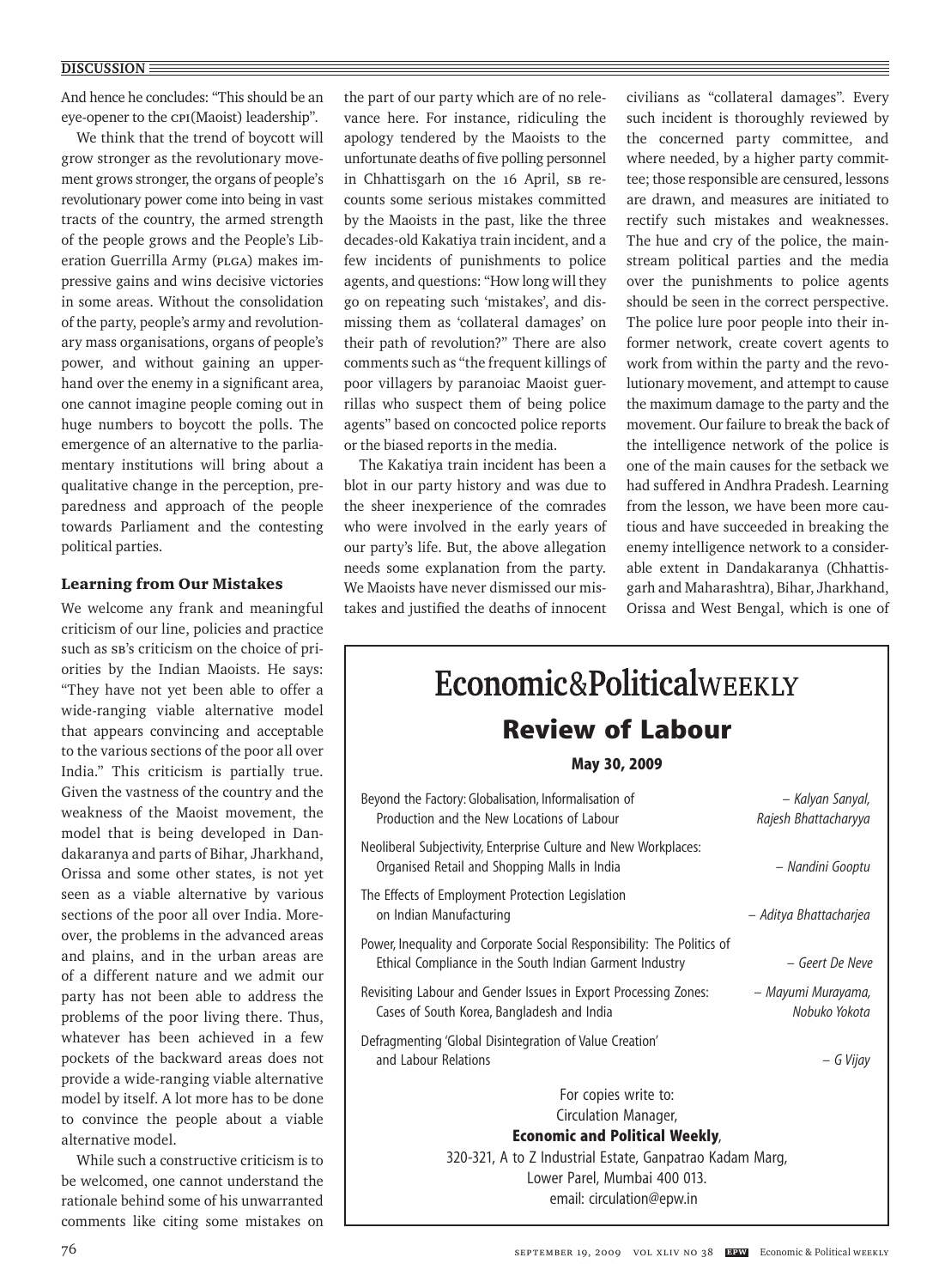And hence he concludes: "This should be an eye-opener to the CPI(Maoist) leadership".

We think that the trend of boycott will grow stronger as the revolutionary movement grows stronger, the organs of people's revolutionary power come into being in vast tracts of the country, the armed strength of the people grows and the People's Liberation Guerrilla Army (PLGA) makes impressive gains and wins decisive victories in some areas. Without the consolidation of the party, people's army and revolutionary mass organisations, organs of people's power, and without gaining an upperhand over the enemy in a significant area, one cannot imagine people coming out in huge numbers to boycott the polls. The emergence of an alternative to the parliamentary institutions will bring about a qualitative change in the perception, preparedness and approach of the people towards Parliament and the contesting political parties.

### Learning from Our Mistakes

We welcome any frank and meaningful criticism of our line, policies and practice such as SB's criticism on the choice of priorities by the Indian Maoists. He says: "They have not yet been able to offer a wide-ranging viable alternative model that appears convincing and acceptable to the various sections of the poor all over India." This criticism is partially true. Given the vastness of the country and the weakness of the Maoist movement, the model that is being developed in Dandakaranya and parts of Bihar, Jharkhand, Orissa and some other states, is not yet seen as a viable alternative by various sections of the poor all over India. Moreover, the problems in the advanced areas and plains, and in the urban areas are of a different nature and we admit our party has not been able to address the problems of the poor living there. Thus, whatever has been achieved in a few pockets of the backward areas does not provide a wide-ranging viable alternative model by itself. A lot more has to be done to convince the people about a viable alternative model.

While such a constructive criticism is to be welcomed, one cannot understand the rationale behind some of his unwarranted comments like citing some mistakes on the part of our party which are of no relevance here. For instance, ridiculing the apology tendered by the Maoists to the unfortunate deaths of five polling personnel in Chhattisgarh on the 16 April, SB recounts some serious mistakes committed by the Maoists in the past, like the three decades-old Kakatiya train incident, and a few incidents of punishments to police agents, and questions: "How long will they go on repeating such 'mistakes', and dismissing them as 'collateral damages' on their path of revolution?" There are also comments such as "the frequent killings of poor villagers by paranoiac Maoist guerrillas who suspect them of being police agents" based on concocted police reports or the biased reports in the media.

The Kakatiya train incident has been a blot in our party history and was due to the sheer inexperience of the comrades who were involved in the early years of our party's life. But, the above allegation needs some explanation from the party. We Maoists have never dismissed our mistakes and justified the deaths of innocent civilians as "collateral damages". Every such incident is thoroughly reviewed by the concerned party committee, and where needed, by a higher party committee; those responsible are censured, lessons are drawn, and measures are initiated to rectify such mistakes and weaknesses. The hue and cry of the police, the mainstream political parties and the media over the punishments to police agents should be seen in the correct perspective. The police lure poor people into their informer network, create covert agents to work from within the party and the revolutionary movement, and attempt to cause the maximum damage to the party and the movement. Our failure to break the back of the intelligence network of the police is one of the main causes for the setback we had suffered in Andhra Pradesh. Learning from the lesson, we have been more cautious and have succeeded in breaking the enemy intelligence network to a considerable extent in Dandakaranya (Chhattisgarh and Maharashtra), Bihar, Jharkhand, Orissa and West Bengal, which is one of

---

## Economic&PoliticalWEEKLY

## Review of Labour

**May 30, 2009**

| | |
|---|---|
| Beyond the Factory: Globalisation, Informalisation of Production and the New Locations of Labour | – *Kalyan Sanyal, Rajesh Bhattacharyya* |
| Neoliberal Subjectivity, Enterprise Culture and New Workplaces: Organised Retail and Shopping Malls in India | – *Nandini Gooptu* |
| The Effects of Employment Protection Legislation on Indian Manufacturing | – *Aditya Bhattacharjea* |
| Power, Inequality and Corporate Social Responsibility: The Politics of Ethical Compliance in the South Indian Garment Industry | – *Geert De Neve* |
| Revisiting Labour and Gender Issues in Export Processing Zones: Cases of South Korea, Bangladesh and India | – *Mayumi Murayama, Nobuko Yokota* |
| Defragmenting 'Global Disintegration of Value Creation' and Labour Relations | – *G Vijay* |

For copies write to:
Circulation Manager,
**Economic and Political Weekly**,
320-321, A to Z Industrial Estate, Ganpatrao Kadam Marg,
Lower Parel, Mumbai 400 013.
email: circulation@epw.in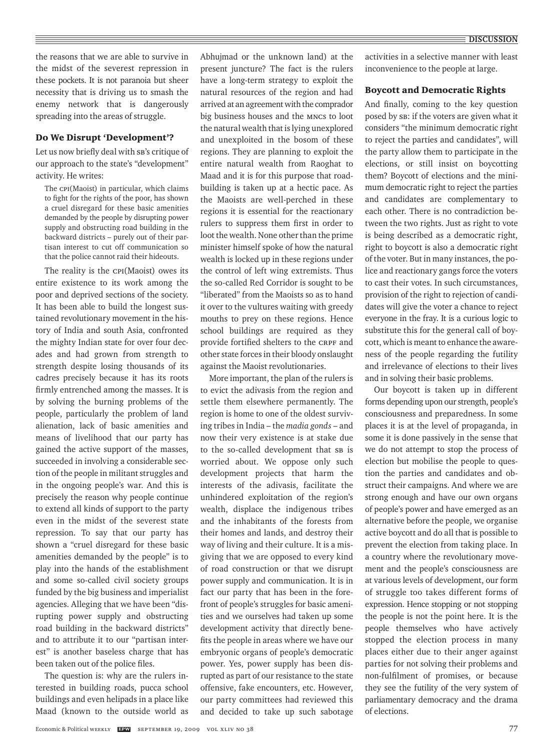the reasons that we are able to survive in the midst of the severest repression in these pockets. It is not paranoia but sheer necessity that is driving us to smash the enemy network that is dangerously spreading into the areas of struggle.

## Do We Disrupt 'Development'?

Let us now briefly deal with SB's critique of our approach to the state's "development" activity. He writes:

> The CPI(Maoist) in particular, which claims to fight for the rights of the poor, has shown a cruel disregard for these basic amenities demanded by the people by disrupting power supply and obstructing road building in the backward districts – purely out of their partisan interest to cut off communication so that the police cannot raid their hideouts.

The reality is the CPI(Maoist) owes its entire existence to its work among the poor and deprived sections of the society. It has been able to build the longest sustained revolutionary movement in the history of India and south Asia, confronted the mighty Indian state for over four decades and had grown from strength to strength despite losing thousands of its cadres precisely because it has its roots firmly entrenched among the masses. It is by solving the burning problems of the people, particularly the problem of land alienation, lack of basic amenities and means of livelihood that our party has gained the active support of the masses, succeeded in involving a considerable section of the people in militant struggles and in the ongoing people's war. And this is precisely the reason why people continue to extend all kinds of support to the party even in the midst of the severest state repression. To say that our party has shown a "cruel disregard for these basic amenities demanded by the people" is to play into the hands of the establishment and some so-called civil society groups funded by the big business and imperialist agencies. Alleging that we have been "disrupting power supply and obstructing road building in the backward districts" and to attribute it to our "partisan interest" is another baseless charge that has been taken out of the police files.

The question is: why are the rulers interested in building roads, pucca school buildings and even helipads in a place like Maad (known to the outside world as Abhujmad or the unknown land) at the present juncture? The fact is the rulers have a long-term strategy to exploit the natural resources of the region and had arrived at an agreement with the comprador big business houses and the MNCs to loot the natural wealth that is lying unexplored and unexploited in the bosom of these regions. They are planning to exploit the entire natural wealth from Raoghat to Maad and it is for this purpose that road-building is taken up at a hectic pace. As the Maoists are well-perched in these regions it is essential for the reactionary rulers to suppress them first in order to loot the wealth. None other than the prime minister himself spoke of how the natural wealth is locked up in these regions under the control of left wing extremists. Thus the so-called Red Corridor is sought to be "liberated" from the Maoists so as to hand it over to the vultures waiting with greedy mouths to prey on these regions. Hence school buildings are required as they provide fortified shelters to the CRPF and other state forces in their bloody onslaught against the Maoist revolutionaries.

More important, the plan of the rulers is to evict the adivasis from the region and settle them elsewhere permanently. The region is home to one of the oldest surviving tribes in India – the *madia gonds* – and now their very existence is at stake due to the so-called development that SB is worried about. We oppose only such development projects that harm the interests of the adivasis, facilitate the unhindered exploitation of the region's wealth, displace the indigenous tribes and the inhabitants of the forests from their homes and lands, and destroy their way of living and their culture. It is a misgiving that we are opposed to every kind of road construction or that we disrupt power supply and communication. It is in fact our party that has been in the forefront of people's struggles for basic amenities and we ourselves had taken up some development activity that directly benefits the people in areas where we have our embryonic organs of people's democratic power. Yes, power supply has been disrupted as part of our resistance to the state offensive, fake encounters, etc. However, our party committees had reviewed this and decided to take up such sabotage activities in a selective manner with least inconvenience to the people at large.

## Boycott and Democratic Rights

And finally, coming to the key question posed by SB: if the voters are given what it considers "the minimum democratic right to reject the parties and candidates", will the party allow them to participate in the elections, or still insist on boycotting them? Boycott of elections and the minimum democratic right to reject the parties and candidates are complementary to each other. There is no contradiction between the two rights. Just as right to vote is being described as a democratic right, right to boycott is also a democratic right of the voter. But in many instances, the police and reactionary gangs force the voters to cast their votes. In such circumstances, provision of the right to rejection of candidates will give the voter a chance to reject everyone in the fray. It is a curious logic to substitute this for the general call of boycott, which is meant to enhance the awareness of the people regarding the futility and irrelevance of elections to their lives and in solving their basic problems.

Our boycott is taken up in different forms depending upon our strength, people's consciousness and preparedness. In some places it is at the level of propaganda, in some it is done passively in the sense that we do not attempt to stop the process of election but mobilise the people to question the parties and candidates and obstruct their campaigns. And where we are strong enough and have our own organs of people's power and have emerged as an alternative before the people, we organise active boycott and do all that is possible to prevent the election from taking place. In a country where the revolutionary movement and the people's consciousness are at various levels of development, our form of struggle too takes different forms of expression. Hence stopping or not stopping the people is not the point here. It is the people themselves who have actively stopped the election process in many places either due to their anger against parties for not solving their problems and non-fulfilment of promises, or because they see the futility of the very system of parliamentary democracy and the drama of elections.